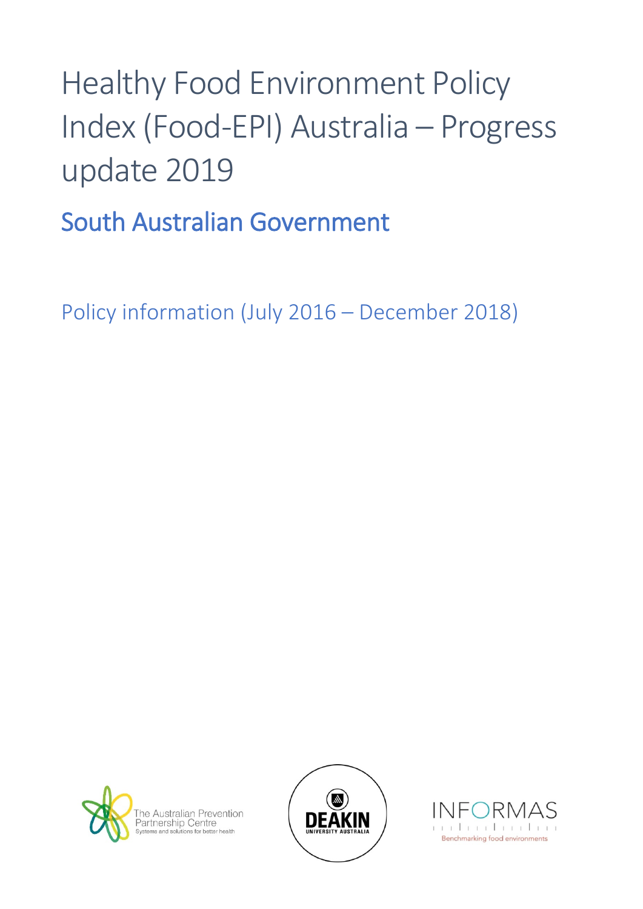# Healthy Food Environment Policy Index (Food-EPI) Australia – Progress update 2019

## South Australian Government

Policy information (July 2016 – December 2018)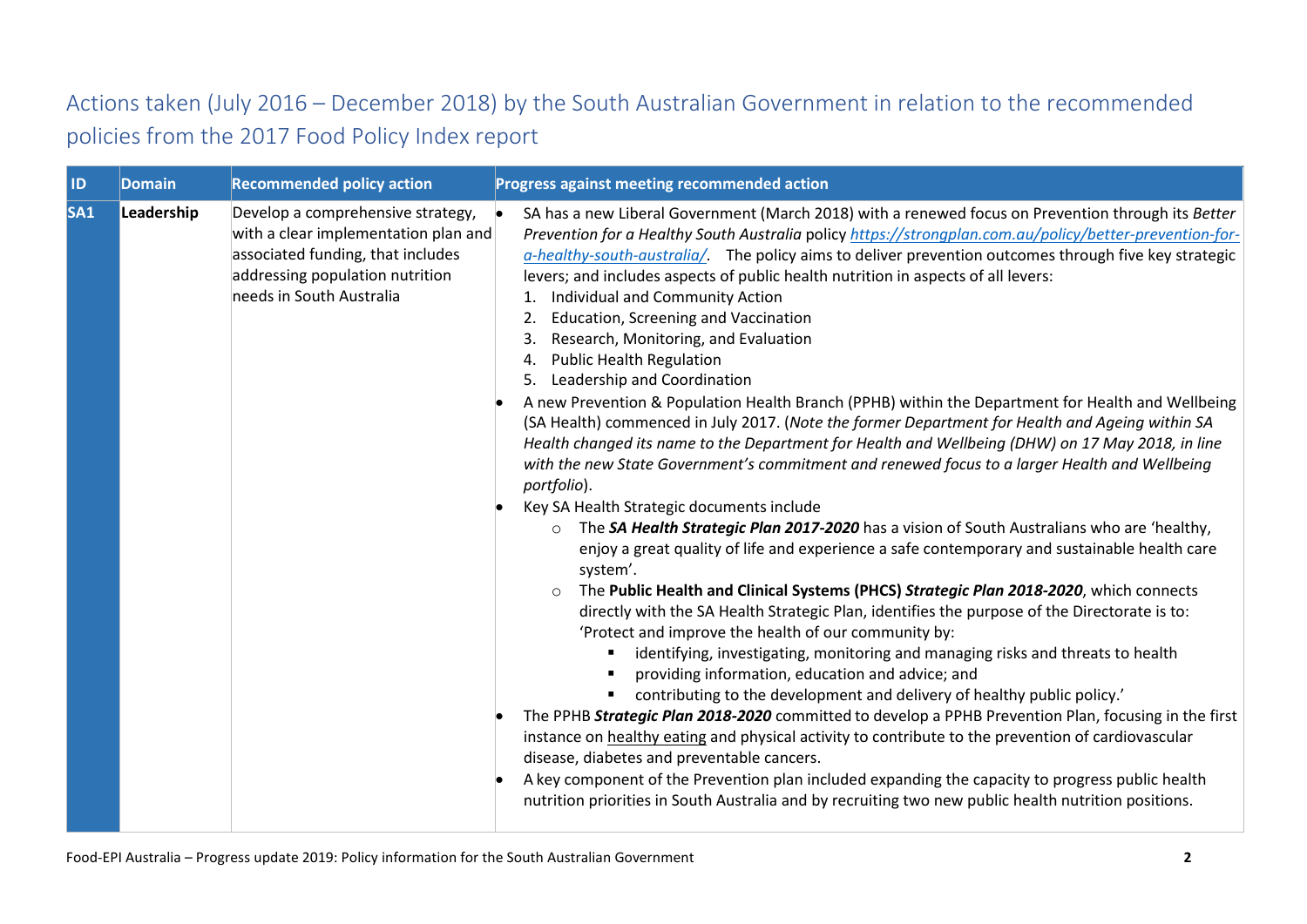## Actions taken (July 2016 – December 2018) by the South Australian Government in relation to the recommended policies from the 2017 Food Policy Index report

| ID | Domain | Recommended policy action | Progress against meeting recommended action |
|---|---|---|---|
| SA1 | Leadership | Develop a comprehensive strategy, with a clear implementation plan and associated funding, that includes addressing population nutrition needs in South Australia | • SA has a new Liberal Government (March 2018) with a renewed focus on Prevention through its *Better Prevention for a Healthy South Australia* policy *https://strongplan.com.au/policy/better-prevention-for-a-healthy-south-australia/*. The policy aims to deliver prevention outcomes through five key strategic levers; and includes aspects of public health nutrition in aspects of all levers:<br>1. Individual and Community Action<br>2. Education, Screening and Vaccination<br>3. Research, Monitoring, and Evaluation<br>4. Public Health Regulation<br>5. Leadership and Coordination<br>• A new Prevention & Population Health Branch (PPHB) within the Department for Health and Wellbeing (SA Health) commenced in July 2017. (*Note the former Department for Health and Ageing within SA Health changed its name to the Department for Health and Wellbeing (DHW) on 17 May 2018, in line with the new State Government's commitment and renewed focus to a larger Health and Wellbeing portfolio*).<br>• Key SA Health Strategic documents include<br>&nbsp;&nbsp;○ The ***SA Health Strategic Plan 2017-2020*** has a vision of South Australians who are 'healthy, enjoy a great quality of life and experience a safe contemporary and sustainable health care system'.<br>&nbsp;&nbsp;○ The **Public Health and Clinical Systems (PHCS)** ***Strategic Plan 2018-2020***, which connects directly with the SA Health Strategic Plan, identifies the purpose of the Directorate is to: 'Protect and improve the health of our community by:<br>&nbsp;&nbsp;&nbsp;&nbsp;▪ identifying, investigating, monitoring and managing risks and threats to health<br>&nbsp;&nbsp;&nbsp;&nbsp;▪ providing information, education and advice; and<br>&nbsp;&nbsp;&nbsp;&nbsp;▪ contributing to the development and delivery of healthy public policy.'<br>• The PPHB ***Strategic Plan 2018-2020*** committed to develop a PPHB Prevention Plan, focusing in the first instance on healthy eating and physical activity to contribute to the prevention of cardiovascular disease, diabetes and preventable cancers.<br>• A key component of the Prevention plan included expanding the capacity to progress public health nutrition priorities in South Australia and by recruiting two new public health nutrition positions. |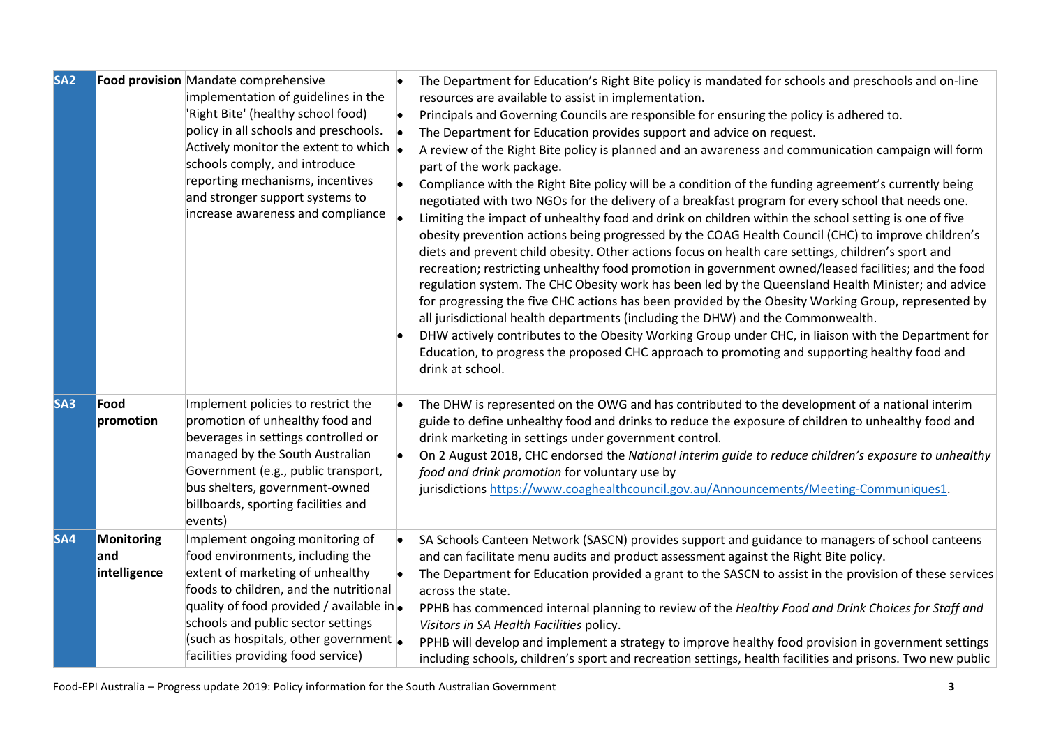| | | | |
|---|---|---|---|
| **SA2** | **Food provision** | Mandate comprehensive implementation of guidelines in the 'Right Bite' (healthy school food) policy in all schools and preschools. Actively monitor the extent to which schools comply, and introduce reporting mechanisms, incentives and stronger support systems to increase awareness and compliance | • The Department for Education's Right Bite policy is mandated for schools and preschools and on-line resources are available to assist in implementation.<br>• Principals and Governing Councils are responsible for ensuring the policy is adhered to.<br>• The Department for Education provides support and advice on request.<br>• A review of the Right Bite policy is planned and an awareness and communication campaign will form part of the work package.<br>• Compliance with the Right Bite policy will be a condition of the funding agreement's currently being negotiated with two NGOs for the delivery of a breakfast program for every school that needs one.<br>• Limiting the impact of unhealthy food and drink on children within the school setting is one of five obesity prevention actions being progressed by the COAG Health Council (CHC) to improve children's diets and prevent child obesity. Other actions focus on health care settings, children's sport and recreation; restricting unhealthy food promotion in government owned/leased facilities; and the food regulation system. The CHC Obesity work has been led by the Queensland Health Minister; and advice for progressing the five CHC actions has been provided by the Obesity Working Group, represented by all jurisdictional health departments (including the DHW) and the Commonwealth.<br>• DHW actively contributes to the Obesity Working Group under CHC, in liaison with the Department for Education, to progress the proposed CHC approach to promoting and supporting healthy food and drink at school. |
| **SA3** | **Food promotion** | Implement policies to restrict the promotion of unhealthy food and beverages in settings controlled or managed by the South Australian Government (e.g., public transport, bus shelters, government-owned billboards, sporting facilities and events) | • The DHW is represented on the OWG and has contributed to the development of a national interim guide to define unhealthy food and drinks to reduce the exposure of children to unhealthy food and drink marketing in settings under government control.<br>• On 2 August 2018, CHC endorsed the *National interim guide to reduce children's exposure to unhealthy food and drink promotion* for voluntary use by jurisdictions [https://www.coaghealthcouncil.gov.au/Announcements/Meeting-Communiques1](https://www.coaghealthcouncil.gov.au/Announcements/Meeting-Communiques1). |
| **SA4** | **Monitoring and intelligence** | Implement ongoing monitoring of food environments, including the extent of marketing of unhealthy foods to children, and the nutritional quality of food provided / available in schools and public sector settings (such as hospitals, other government facilities providing food service) | • SA Schools Canteen Network (SASCN) provides support and guidance to managers of school canteens and can facilitate menu audits and product assessment against the Right Bite policy.<br>• The Department for Education provided a grant to the SASCN to assist in the provision of these services across the state.<br>• PPHB has commenced internal planning to review of the *Healthy Food and Drink Choices for Staff and Visitors in SA Health Facilities* policy.<br>• PPHB will develop and implement a strategy to improve healthy food provision in government settings including schools, children's sport and recreation settings, health facilities and prisons. Two new public |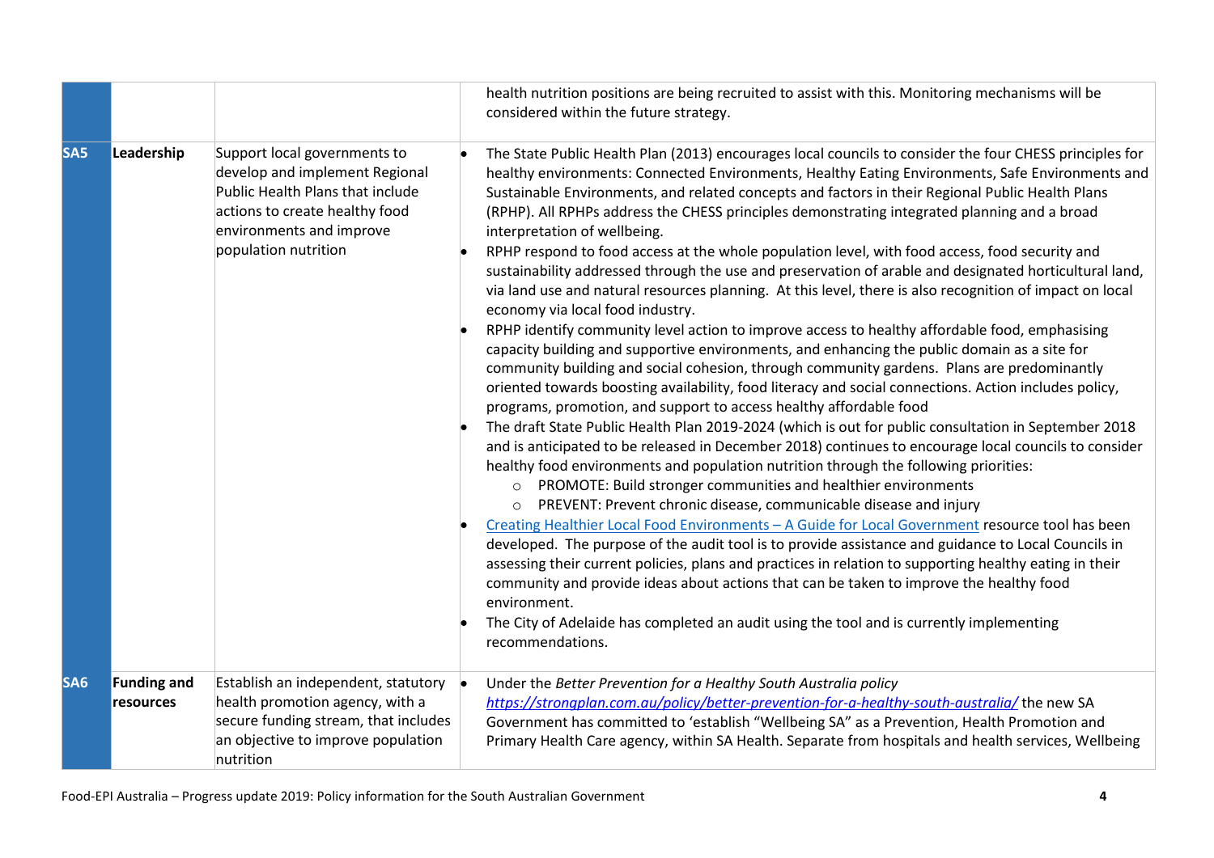| | | | |
|---|---|---|---|
| | | | health nutrition positions are being recruited to assist with this. Monitoring mechanisms will be considered within the future strategy. |
| **SA5** | **Leadership** | Support local governments to develop and implement Regional Public Health Plans that include actions to create healthy food environments and improve population nutrition | • The State Public Health Plan (2013) encourages local councils to consider the four CHESS principles for healthy environments: Connected Environments, Healthy Eating Environments, Safe Environments and Sustainable Environments, and related concepts and factors in their Regional Public Health Plans (RPHP). All RPHPs address the CHESS principles demonstrating integrated planning and a broad interpretation of wellbeing.<br>• RPHP respond to food access at the whole population level, with food access, food security and sustainability addressed through the use and preservation of arable and designated horticultural land, via land use and natural resources planning. At this level, there is also recognition of impact on local economy via local food industry.<br>• RPHP identify community level action to improve access to healthy affordable food, emphasising capacity building and supportive environments, and enhancing the public domain as a site for community building and social cohesion, through community gardens. Plans are predominantly oriented towards boosting availability, food literacy and social connections. Action includes policy, programs, promotion, and support to access healthy affordable food<br>• The draft State Public Health Plan 2019-2024 (which is out for public consultation in September 2018 and is anticipated to be released in December 2018) continues to encourage local councils to consider healthy food environments and population nutrition through the following priorities:<br>&nbsp;&nbsp;&nbsp;&nbsp;○ PROMOTE: Build stronger communities and healthier environments<br>&nbsp;&nbsp;&nbsp;&nbsp;○ PREVENT: Prevent chronic disease, communicable disease and injury<br>• Creating Healthier Local Food Environments – A Guide for Local Government resource tool has been developed. The purpose of the audit tool is to provide assistance and guidance to Local Councils in assessing their current policies, plans and practices in relation to supporting healthy eating in their community and provide ideas about actions that can be taken to improve the healthy food environment.<br>• The City of Adelaide has completed an audit using the tool and is currently implementing recommendations. |
| **SA6** | **Funding and resources** | Establish an independent, statutory health promotion agency, with a secure funding stream, that includes an objective to improve population nutrition | • Under the *Better Prevention for a Healthy South Australia policy* *https://strongplan.com.au/policy/better-prevention-for-a-healthy-south-australia/* the new SA Government has committed to 'establish "Wellbeing SA" as a Prevention, Health Promotion and Primary Health Care agency, within SA Health. Separate from hospitals and health services, Wellbeing |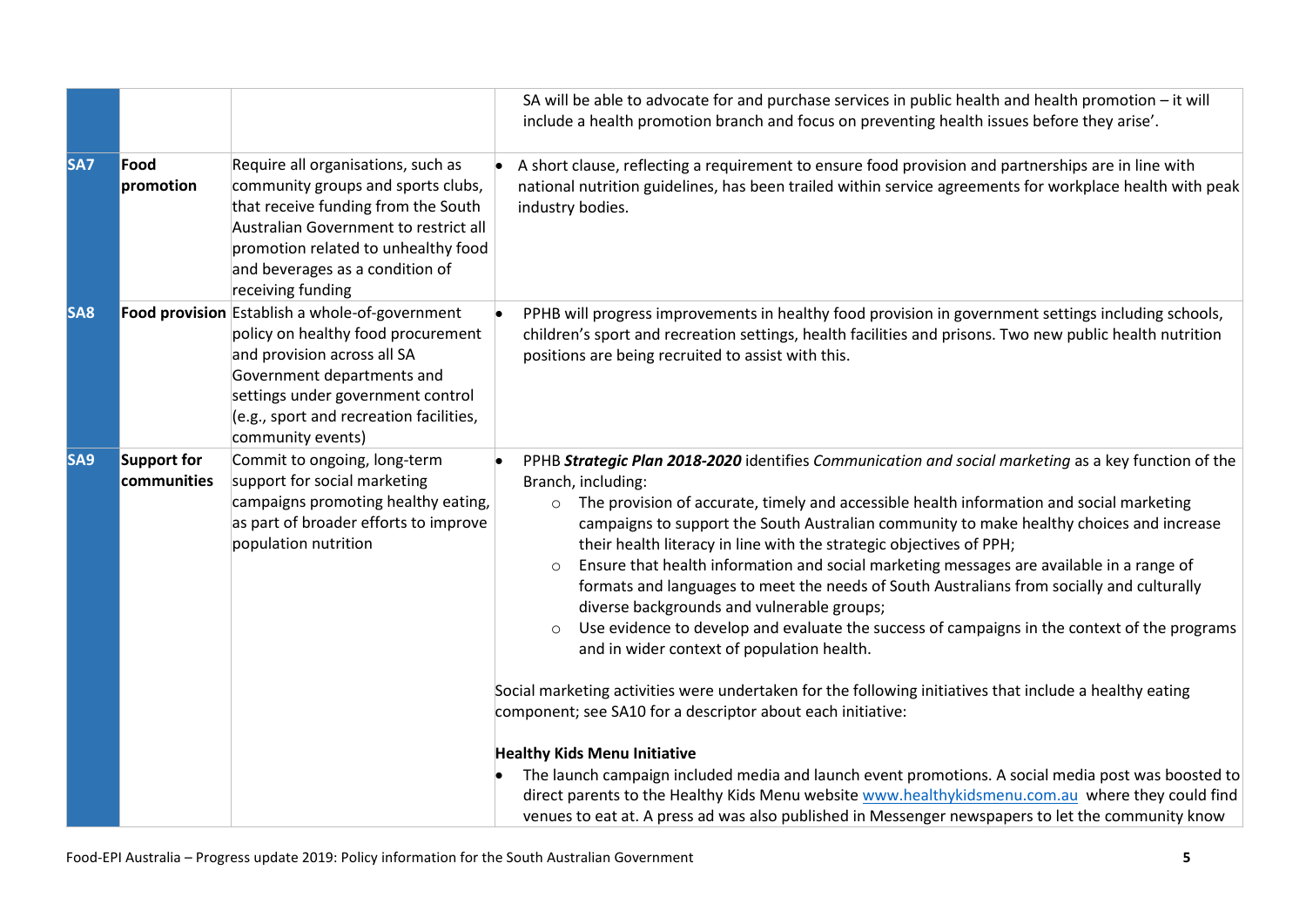| | | | |
|---|---|---|---|
| | | | SA will be able to advocate for and purchase services in public health and health promotion – it will include a health promotion branch and focus on preventing health issues before they arise'. |
| **SA7** | **Food promotion** | Require all organisations, such as community groups and sports clubs, that receive funding from the South Australian Government to restrict all promotion related to unhealthy food and beverages as a condition of receiving funding | • A short clause, reflecting a requirement to ensure food provision and partnerships are in line with national nutrition guidelines, has been trailed within service agreements for workplace health with peak industry bodies. |
| **SA8** | **Food provision** | Establish a whole-of-government policy on healthy food procurement and provision across all SA Government departments and settings under government control (e.g., sport and recreation facilities, community events) | • PPHB will progress improvements in healthy food provision in government settings including schools, children's sport and recreation settings, health facilities and prisons. Two new public health nutrition positions are being recruited to assist with this. |
| **SA9** | **Support for communities** | Commit to ongoing, long-term support for social marketing campaigns promoting healthy eating, as part of broader efforts to improve population nutrition | • PPHB ***Strategic Plan 2018-2020*** identifies *Communication and social marketing* as a key function of the Branch, including:<br>○ The provision of accurate, timely and accessible health information and social marketing campaigns to support the South Australian community to make healthy choices and increase their health literacy in line with the strategic objectives of PPH;<br>○ Ensure that health information and social marketing messages are available in a range of formats and languages to meet the needs of South Australians from socially and culturally diverse backgrounds and vulnerable groups;<br>○ Use evidence to develop and evaluate the success of campaigns in the context of the programs and in wider context of population health.<br><br>Social marketing activities were undertaken for the following initiatives that include a healthy eating component; see SA10 for a descriptor about each initiative:<br><br>**Healthy Kids Menu Initiative**<br>• The launch campaign included media and launch event promotions. A social media post was boosted to direct parents to the Healthy Kids Menu website www.healthykidsmenu.com.au where they could find venues to eat at. A press ad was also published in Messenger newspapers to let the community know |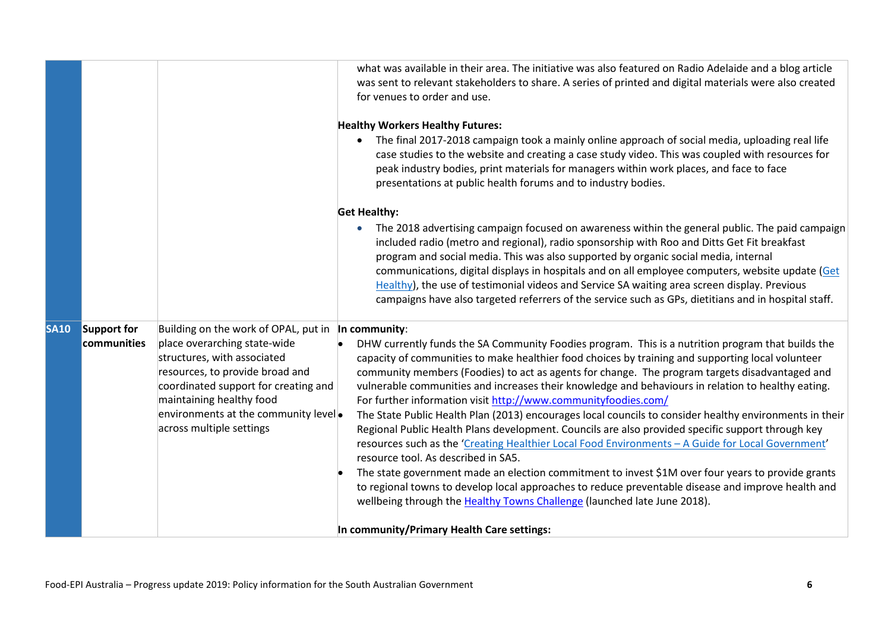| | | | |
|---|---|---|---|
| | | | what was available in their area. The initiative was also featured on Radio Adelaide and a blog article was sent to relevant stakeholders to share. A series of printed and digital materials were also created for venues to order and use.<br><br>**Healthy Workers Healthy Futures:**<br>• The final 2017-2018 campaign took a mainly online approach of social media, uploading real life case studies to the website and creating a case study video. This was coupled with resources for peak industry bodies, print materials for managers within work places, and face to face presentations at public health forums and to industry bodies.<br><br>**Get Healthy:**<br>• The 2018 advertising campaign focused on awareness within the general public. The paid campaign included radio (metro and regional), radio sponsorship with Roo and Ditts Get Fit breakfast program and social media. This was also supported by organic social media, internal communications, digital displays in hospitals and on all employee computers, website update (Get Healthy), the use of testimonial videos and Service SA waiting area screen display. Previous campaigns have also targeted referrers of the service such as GPs, dietitians and in hospital staff. |
| **SA10** | **Support for communities** | Building on the work of OPAL, put in place overarching state-wide structures, with associated resources, to provide broad and coordinated support for creating and maintaining healthy food environments at the community level across multiple settings | **In community**:<br>• DHW currently funds the SA Community Foodies program. This is a nutrition program that builds the capacity of communities to make healthier food choices by training and supporting local volunteer community members (Foodies) to act as agents for change. The program targets disadvantaged and vulnerable communities and increases their knowledge and behaviours in relation to healthy eating. For further information visit http://www.communityfoodies.com/<br>• The State Public Health Plan (2013) encourages local councils to consider healthy environments in their Regional Public Health Plans development. Councils are also provided specific support through key resources such as the 'Creating Healthier Local Food Environments – A Guide for Local Government' resource tool. As described in SA5.<br>• The state government made an election commitment to invest $1M over four years to provide grants to regional towns to develop local approaches to reduce preventable disease and improve health and wellbeing through the Healthy Towns Challenge (launched late June 2018).<br><br>**In community/Primary Health Care settings:** |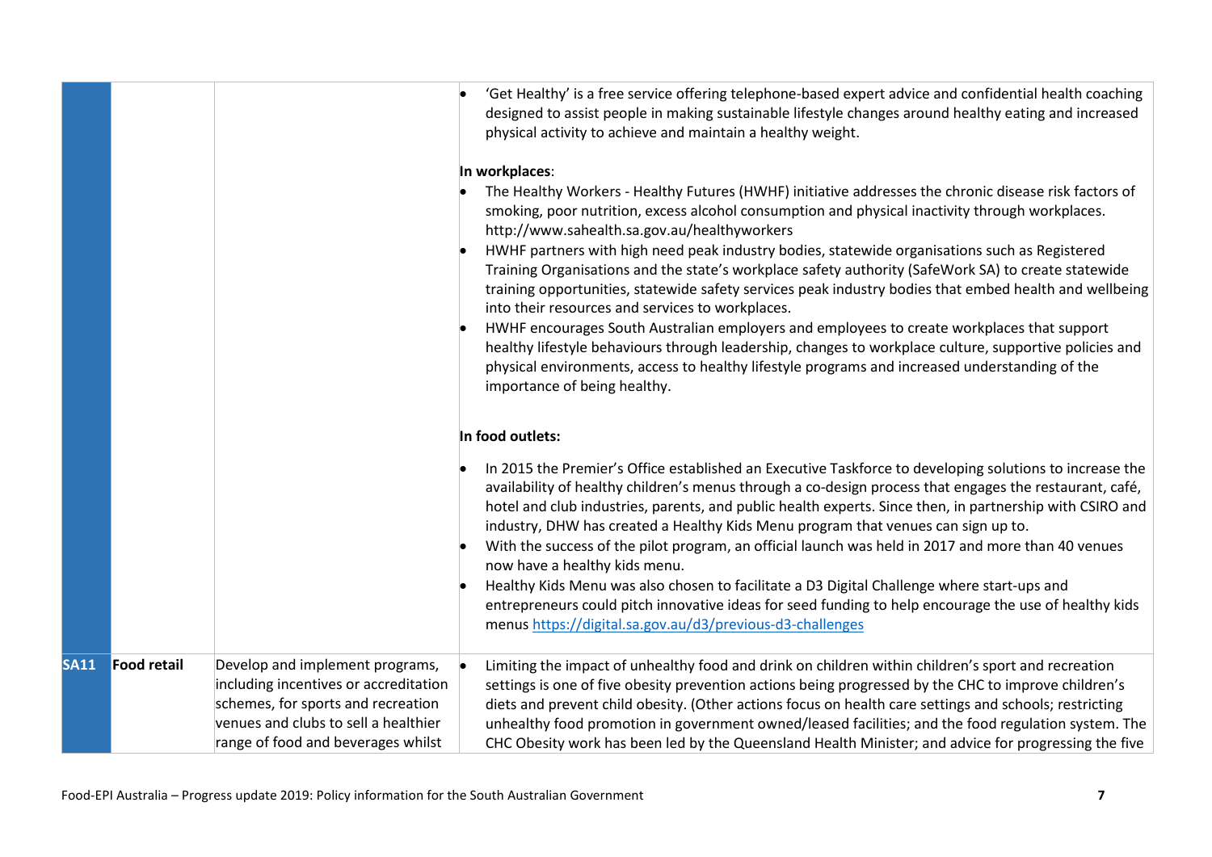| | | | |
|---|---|---|---|
| | | | • 'Get Healthy' is a free service offering telephone-based expert advice and confidential health coaching designed to assist people in making sustainable lifestyle changes around healthy eating and increased physical activity to achieve and maintain a healthy weight.<br><br>**In workplaces**:<br>• The Healthy Workers - Healthy Futures (HWHF) initiative addresses the chronic disease risk factors of smoking, poor nutrition, excess alcohol consumption and physical inactivity through workplaces. http://www.sahealth.sa.gov.au/healthyworkers<br>• HWHF partners with high need peak industry bodies, statewide organisations such as Registered Training Organisations and the state's workplace safety authority (SafeWork SA) to create statewide training opportunities, statewide safety services peak industry bodies that embed health and wellbeing into their resources and services to workplaces.<br>• HWHF encourages South Australian employers and employees to create workplaces that support healthy lifestyle behaviours through leadership, changes to workplace culture, supportive policies and physical environments, access to healthy lifestyle programs and increased understanding of the importance of being healthy.<br><br>**In food outlets:**<br>• In 2015 the Premier's Office established an Executive Taskforce to developing solutions to increase the availability of healthy children's menus through a co-design process that engages the restaurant, café, hotel and club industries, parents, and public health experts. Since then, in partnership with CSIRO and industry, DHW has created a Healthy Kids Menu program that venues can sign up to.<br>• With the success of the pilot program, an official launch was held in 2017 and more than 40 venues now have a healthy kids menu.<br>• Healthy Kids Menu was also chosen to facilitate a D3 Digital Challenge where start-ups and entrepreneurs could pitch innovative ideas for seed funding to help encourage the use of healthy kids menus https://digital.sa.gov.au/d3/previous-d3-challenges |
| **SA11** | **Food retail** | Develop and implement programs, including incentives or accreditation schemes, for sports and recreation venues and clubs to sell a healthier range of food and beverages whilst | • Limiting the impact of unhealthy food and drink on children within children's sport and recreation settings is one of five obesity prevention actions being progressed by the CHC to improve children's diets and prevent child obesity. (Other actions focus on health care settings and schools; restricting unhealthy food promotion in government owned/leased facilities; and the food regulation system. The CHC Obesity work has been led by the Queensland Health Minister; and advice for progressing the five |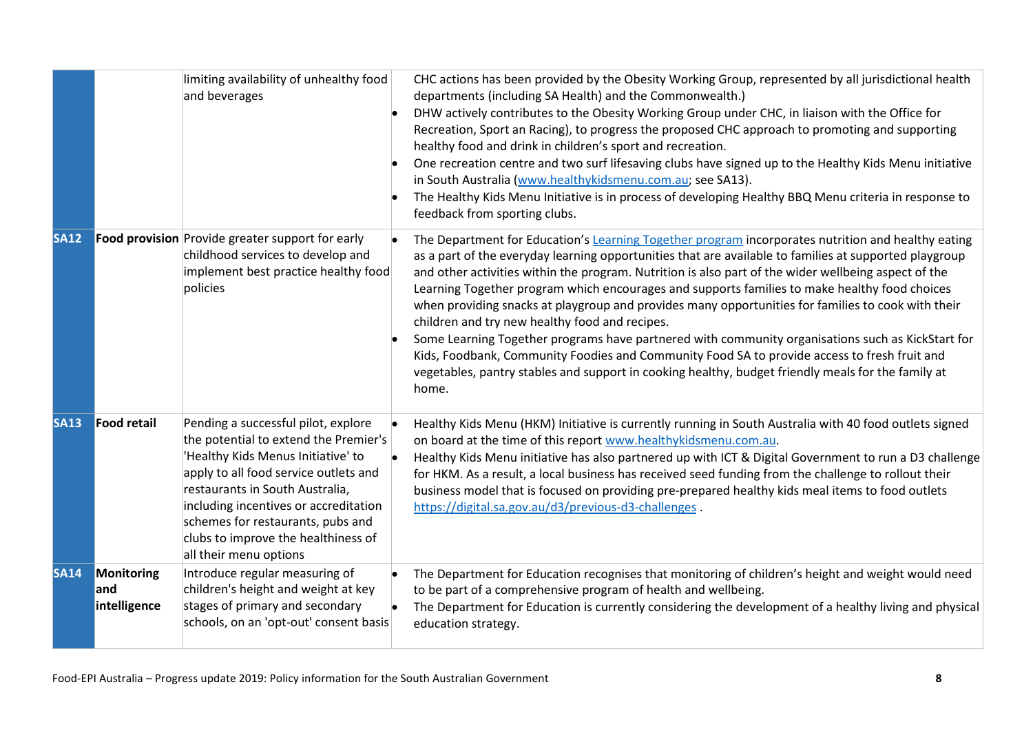| | | | |
|---|---|---|---|
| | | limiting availability of unhealthy food and beverages | CHC actions has been provided by the Obesity Working Group, represented by all jurisdictional health departments (including SA Health) and the Commonwealth.)<br>• DHW actively contributes to the Obesity Working Group under CHC, in liaison with the Office for Recreation, Sport an Racing), to progress the proposed CHC approach to promoting and supporting healthy food and drink in children's sport and recreation.<br>• One recreation centre and two surf lifesaving clubs have signed up to the Healthy Kids Menu initiative in South Australia (www.healthykidsmenu.com.au; see SA13).<br>• The Healthy Kids Menu Initiative is in process of developing Healthy BBQ Menu criteria in response to feedback from sporting clubs. |
| **SA12** | **Food provision** | Provide greater support for early childhood services to develop and implement best practice healthy food policies | • The Department for Education's Learning Together program incorporates nutrition and healthy eating as a part of the everyday learning opportunities that are available to families at supported playgroup and other activities within the program. Nutrition is also part of the wider wellbeing aspect of the Learning Together program which encourages and supports families to make healthy food choices when providing snacks at playgroup and provides many opportunities for families to cook with their children and try new healthy food and recipes.<br>• Some Learning Together programs have partnered with community organisations such as KickStart for Kids, Foodbank, Community Foodies and Community Food SA to provide access to fresh fruit and vegetables, pantry stables and support in cooking healthy, budget friendly meals for the family at home. |
| **SA13** | **Food retail** | Pending a successful pilot, explore the potential to extend the Premier's 'Healthy Kids Menus Initiative' to apply to all food service outlets and restaurants in South Australia, including incentives or accreditation schemes for restaurants, pubs and clubs to improve the healthiness of all their menu options | • Healthy Kids Menu (HKM) Initiative is currently running in South Australia with 40 food outlets signed on board at the time of this report www.healthykidsmenu.com.au.<br>• Healthy Kids Menu initiative has also partnered up with ICT & Digital Government to run a D3 challenge for HKM. As a result, a local business has received seed funding from the challenge to rollout their business model that is focused on providing pre-prepared healthy kids meal items to food outlets https://digital.sa.gov.au/d3/previous-d3-challenges . |
| **SA14** | **Monitoring and intelligence** | Introduce regular measuring of children's height and weight at key stages of primary and secondary schools, on an 'opt-out' consent basis | • The Department for Education recognises that monitoring of children's height and weight would need to be part of a comprehensive program of health and wellbeing.<br>• The Department for Education is currently considering the development of a healthy living and physical education strategy. |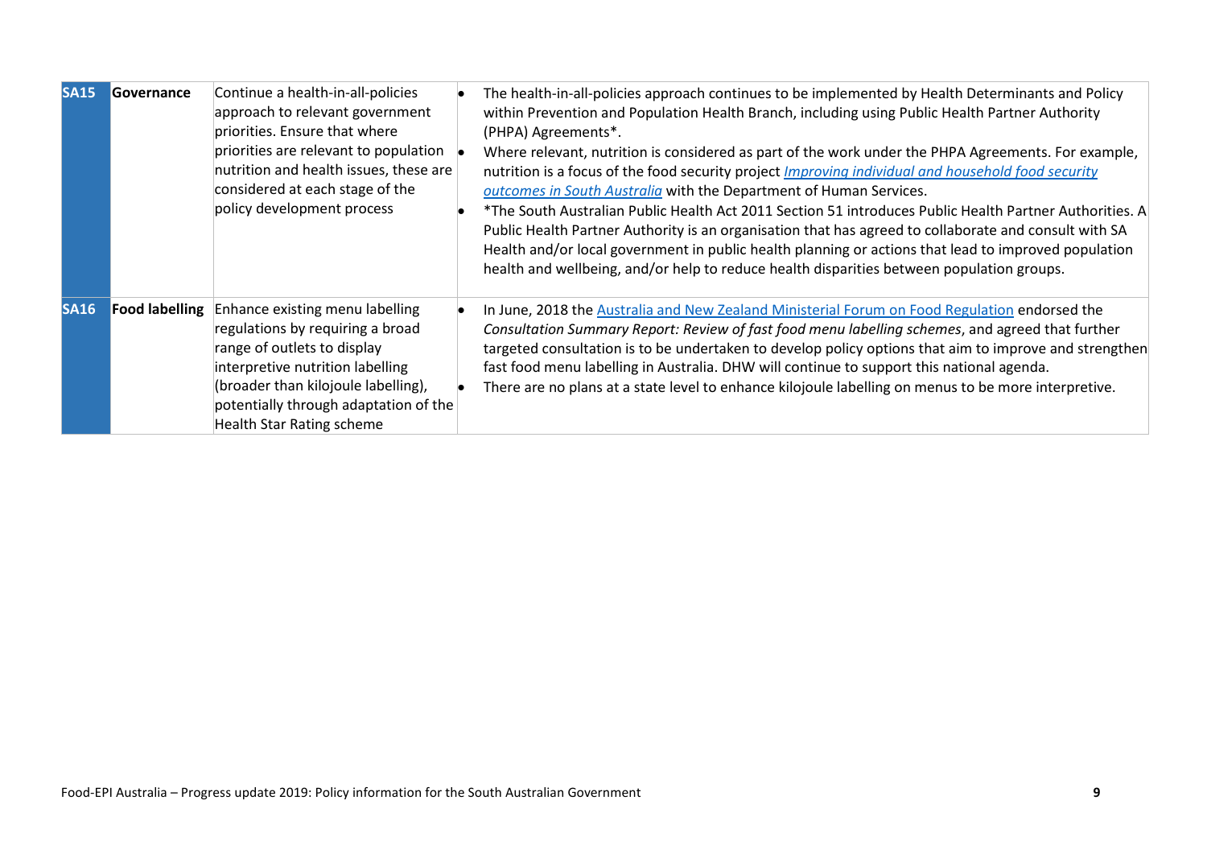| | | | |
|---|---|---|---|
| **SA15** | **Governance** | Continue a health-in-all-policies approach to relevant government priorities. Ensure that where priorities are relevant to population nutrition and health issues, these are considered at each stage of the policy development process | • The health-in-all-policies approach continues to be implemented by Health Determinants and Policy within Prevention and Population Health Branch, including using Public Health Partner Authority (PHPA) Agreements*.<br>• Where relevant, nutrition is considered as part of the work under the PHPA Agreements. For example, nutrition is a focus of the food security project *Improving individual and household food security outcomes in South Australia* with the Department of Human Services.<br>• *The South Australian Public Health Act 2011 Section 51 introduces Public Health Partner Authorities. A Public Health Partner Authority is an organisation that has agreed to collaborate and consult with SA Health and/or local government in public health planning or actions that lead to improved population health and wellbeing, and/or help to reduce health disparities between population groups. |
| **SA16** | **Food labelling** | Enhance existing menu labelling regulations by requiring a broad range of outlets to display interpretive nutrition labelling (broader than kilojoule labelling), potentially through adaptation of the Health Star Rating scheme | • In June, 2018 the Australia and New Zealand Ministerial Forum on Food Regulation endorsed the *Consultation Summary Report: Review of fast food menu labelling schemes*, and agreed that further targeted consultation is to be undertaken to develop policy options that aim to improve and strengthen fast food menu labelling in Australia. DHW will continue to support this national agenda.<br>• There are no plans at a state level to enhance kilojoule labelling on menus to be more interpretive. |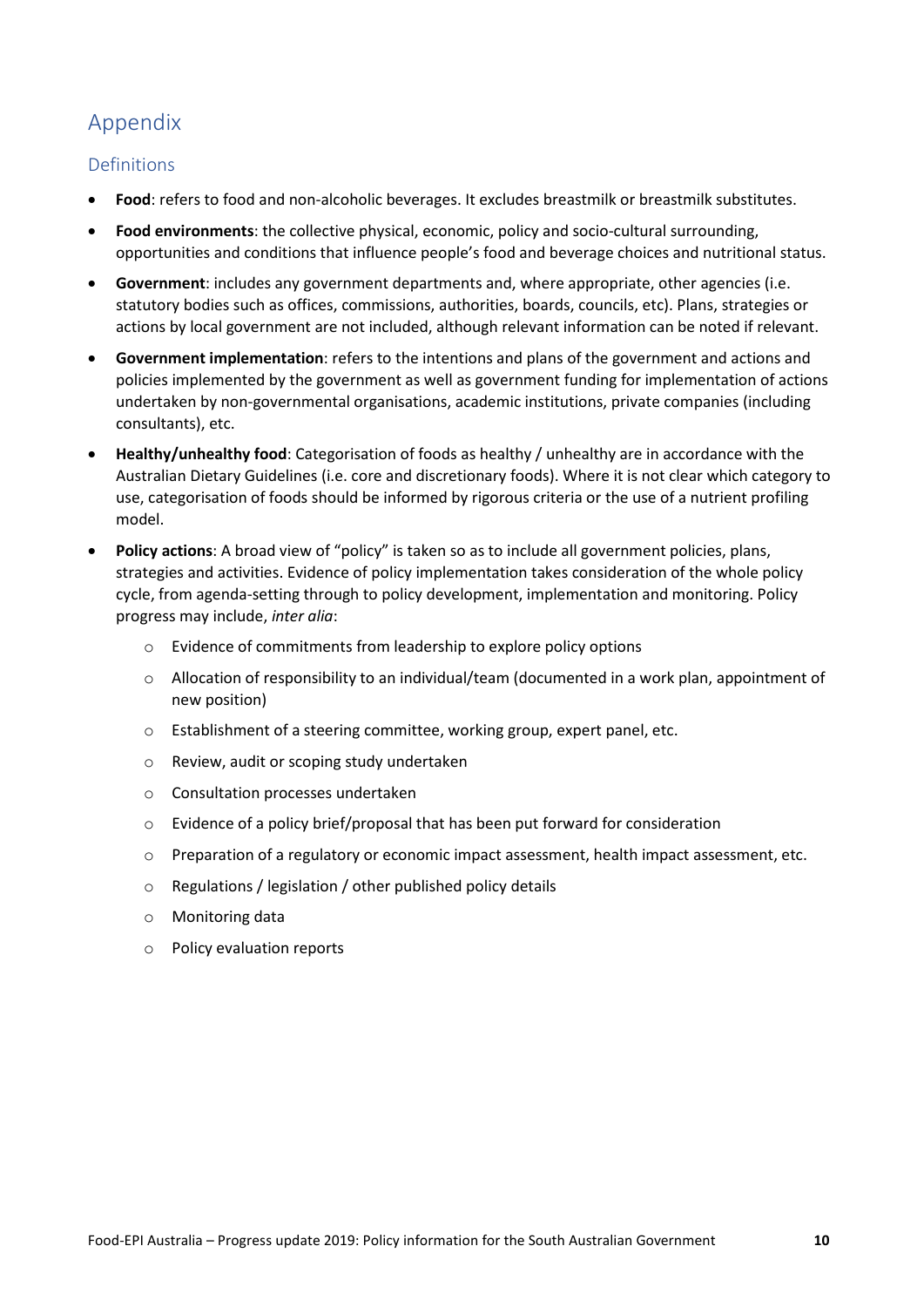# Appendix

## Definitions

- **Food**: refers to food and non-alcoholic beverages. It excludes breastmilk or breastmilk substitutes.
- **Food environments**: the collective physical, economic, policy and socio-cultural surrounding, opportunities and conditions that influence people's food and beverage choices and nutritional status.
- **Government**: includes any government departments and, where appropriate, other agencies (i.e. statutory bodies such as offices, commissions, authorities, boards, councils, etc). Plans, strategies or actions by local government are not included, although relevant information can be noted if relevant.
- **Government implementation**: refers to the intentions and plans of the government and actions and policies implemented by the government as well as government funding for implementation of actions undertaken by non-governmental organisations, academic institutions, private companies (including consultants), etc.
- **Healthy/unhealthy food**: Categorisation of foods as healthy / unhealthy are in accordance with the Australian Dietary Guidelines (i.e. core and discretionary foods). Where it is not clear which category to use, categorisation of foods should be informed by rigorous criteria or the use of a nutrient profiling model.
- **Policy actions**: A broad view of "policy" is taken so as to include all government policies, plans, strategies and activities. Evidence of policy implementation takes consideration of the whole policy cycle, from agenda-setting through to policy development, implementation and monitoring. Policy progress may include, *inter alia*:
    - Evidence of commitments from leadership to explore policy options
    - Allocation of responsibility to an individual/team (documented in a work plan, appointment of new position)
    - Establishment of a steering committee, working group, expert panel, etc.
    - Review, audit or scoping study undertaken
    - Consultation processes undertaken
    - Evidence of a policy brief/proposal that has been put forward for consideration
    - Preparation of a regulatory or economic impact assessment, health impact assessment, etc.
    - Regulations / legislation / other published policy details
    - Monitoring data
    - Policy evaluation reports